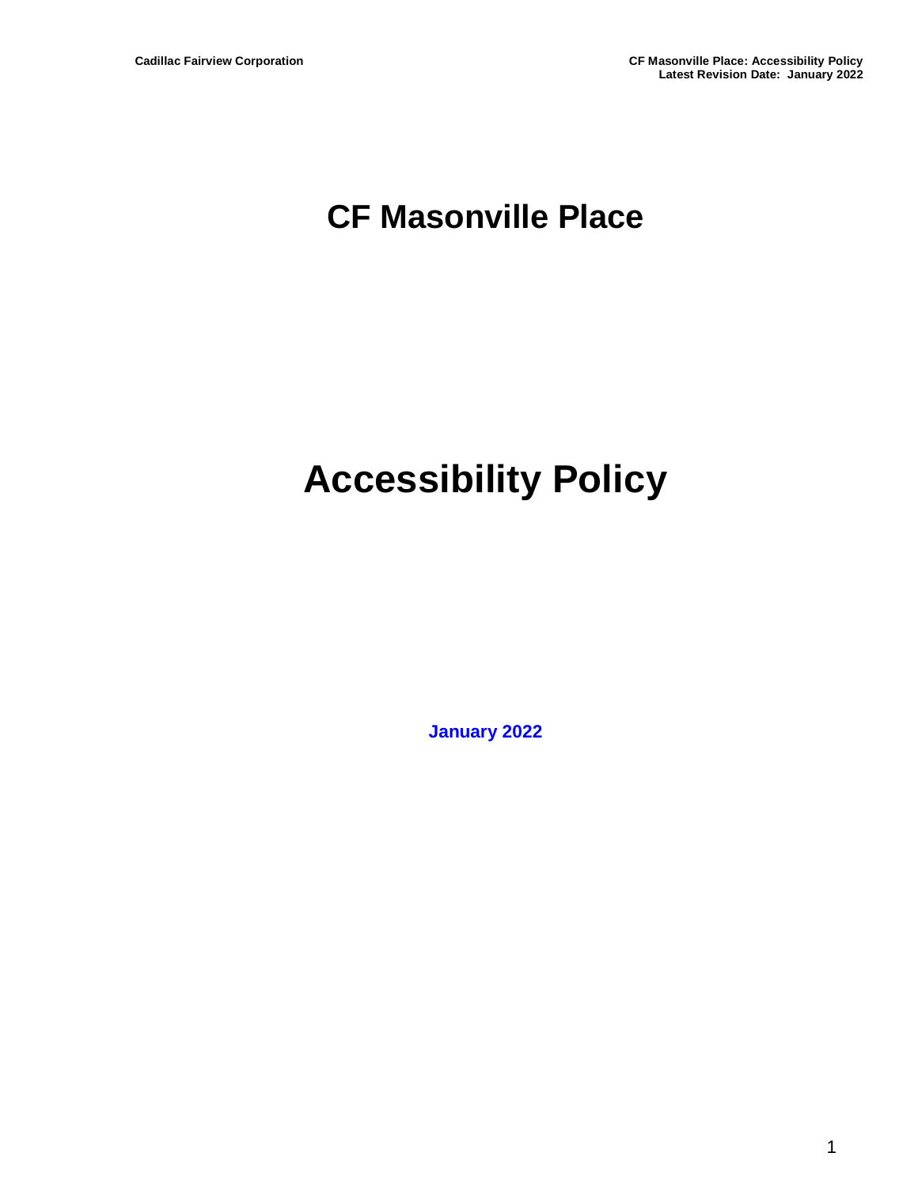# CF Masonville Place

# Accessibility Policy

**January 2022**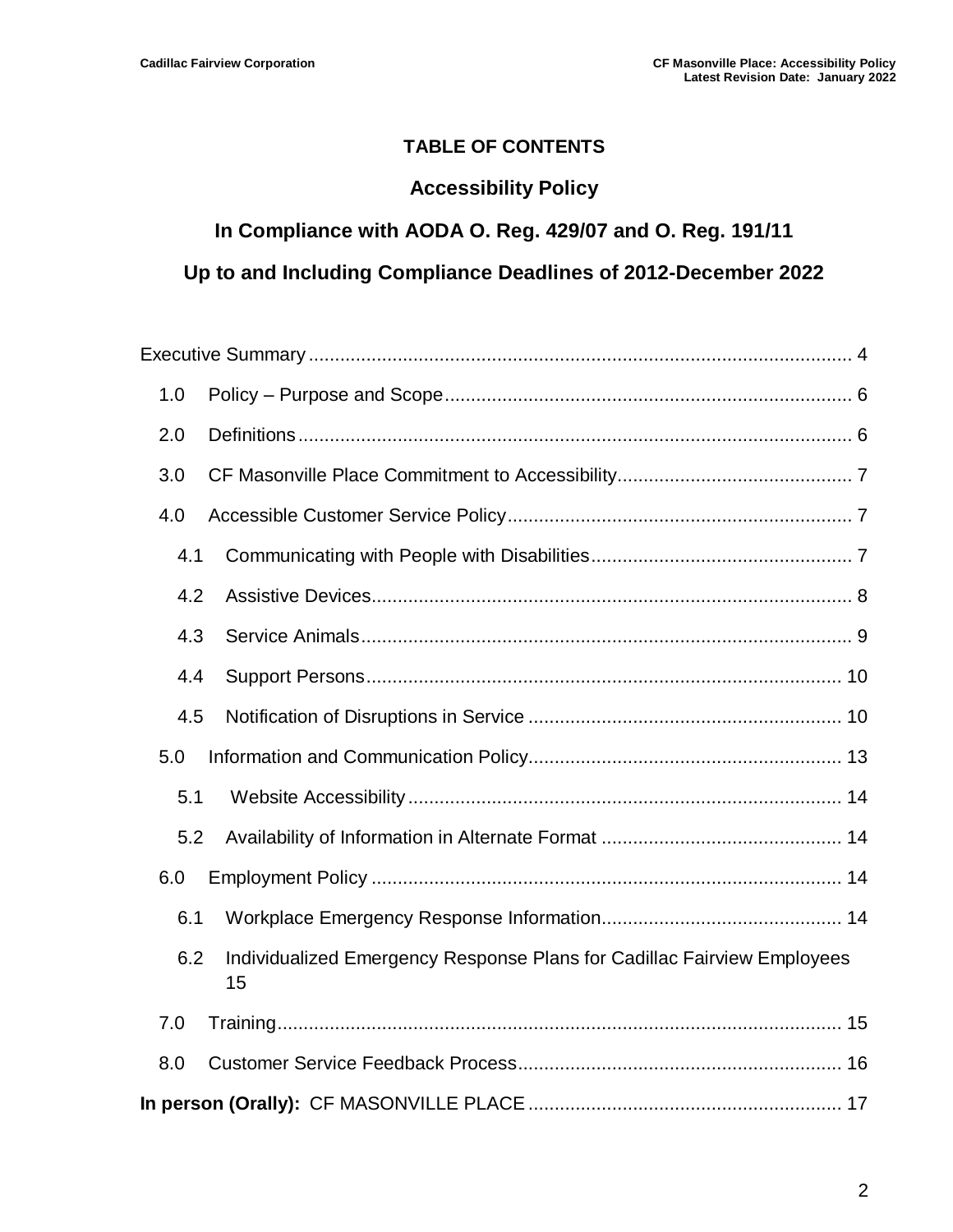## TABLE OF CONTENTS

## Accessibility Policy

## In Compliance with AODA O. Reg. 429/07 and O. Reg. 191/11

## Up to and Including Compliance Deadlines of 2012-December 2022

Executive Summary ........................................................................................................ 4

- 1.0 Policy – Purpose and Scope ............................................................................. 6
- 2.0 Definitions ......................................................................................................... 6
- 3.0 CF Masonville Place Commitment to Accessibility ............................................ 7
- 4.0 Accessible Customer Service Policy ................................................................. 7
  - 4.1 Communicating with People with Disabilities ................................................. 7
  - 4.2 Assistive Devices ........................................................................................... 8
  - 4.3 Service Animals ............................................................................................. 9
  - 4.4 Support Persons ........................................................................................... 10
  - 4.5 Notification of Disruptions in Service ............................................................ 10
- 5.0 Information and Communication Policy ............................................................ 13
  - 5.1 Website Accessibility ................................................................................... 14
  - 5.2 Availability of Information in Alternate Format .............................................. 14
- 6.0 Employment Policy .......................................................................................... 14
  - 6.1 Workplace Emergency Response Information .............................................. 14
  - 6.2 Individualized Emergency Response Plans for Cadillac Fairview Employees 15
- 7.0 Training ............................................................................................................ 15
- 8.0 Customer Service Feedback Process .............................................................. 16

**In person (Orally):** CF MASONVILLE PLACE ............................................................ 17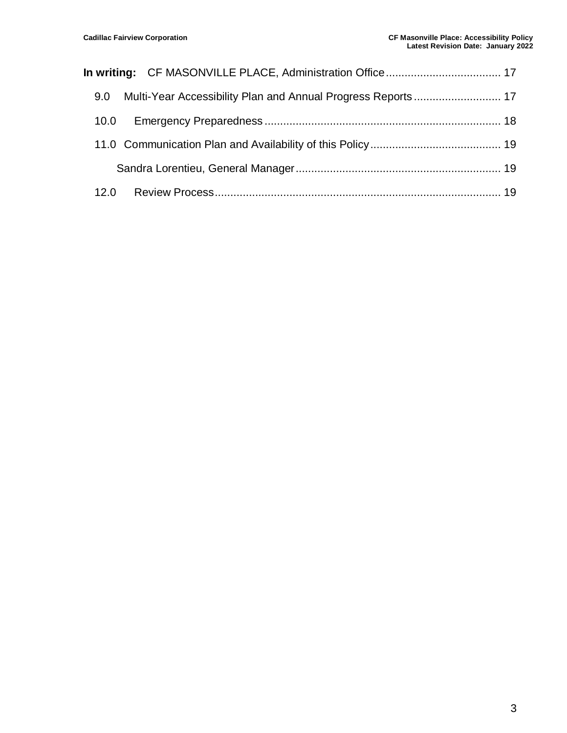**In writing:** CF MASONVILLE PLACE, Administration Office .................................... 17

9.0 Multi-Year Accessibility Plan and Annual Progress Reports ............................ 17

10.0 Emergency Preparedness ........................................................................... 18

11.0 Communication Plan and Availability of this Policy .......................................... 19

Sandra Lorentieu, General Manager .................................................................. 19

12.0 Review Process ........................................................................................... 19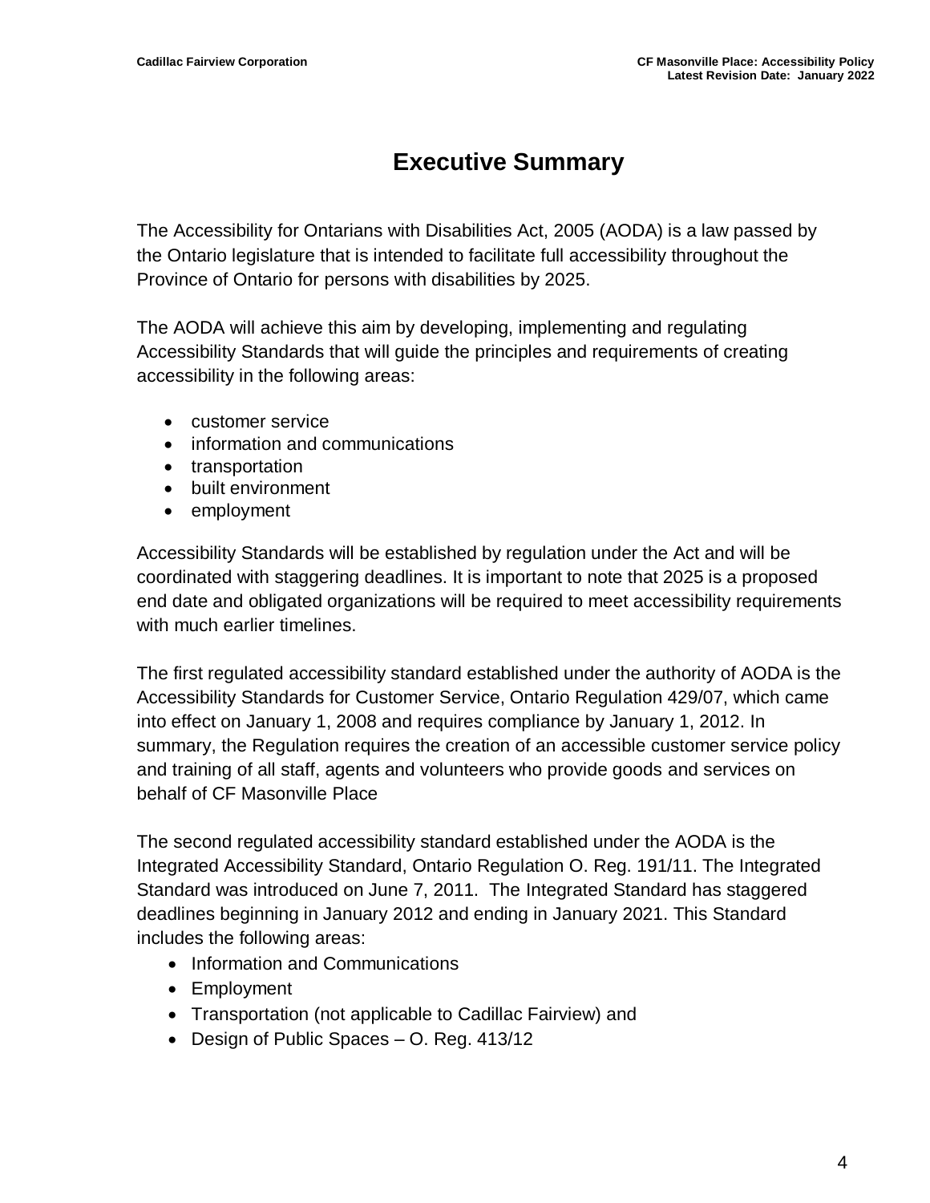# Executive Summary

The Accessibility for Ontarians with Disabilities Act, 2005 (AODA) is a law passed by the Ontario legislature that is intended to facilitate full accessibility throughout the Province of Ontario for persons with disabilities by 2025.

The AODA will achieve this aim by developing, implementing and regulating Accessibility Standards that will guide the principles and requirements of creating accessibility in the following areas:

- customer service
- information and communications
- transportation
- built environment
- employment

Accessibility Standards will be established by regulation under the Act and will be coordinated with staggering deadlines. It is important to note that 2025 is a proposed end date and obligated organizations will be required to meet accessibility requirements with much earlier timelines.

The first regulated accessibility standard established under the authority of AODA is the Accessibility Standards for Customer Service, Ontario Regulation 429/07, which came into effect on January 1, 2008 and requires compliance by January 1, 2012. In summary, the Regulation requires the creation of an accessible customer service policy and training of all staff, agents and volunteers who provide goods and services on behalf of CF Masonville Place

The second regulated accessibility standard established under the AODA is the Integrated Accessibility Standard, Ontario Regulation O. Reg. 191/11. The Integrated Standard was introduced on June 7, 2011. The Integrated Standard has staggered deadlines beginning in January 2012 and ending in January 2021. This Standard includes the following areas:

- Information and Communications
- Employment
- Transportation (not applicable to Cadillac Fairview) and
- Design of Public Spaces – O. Reg. 413/12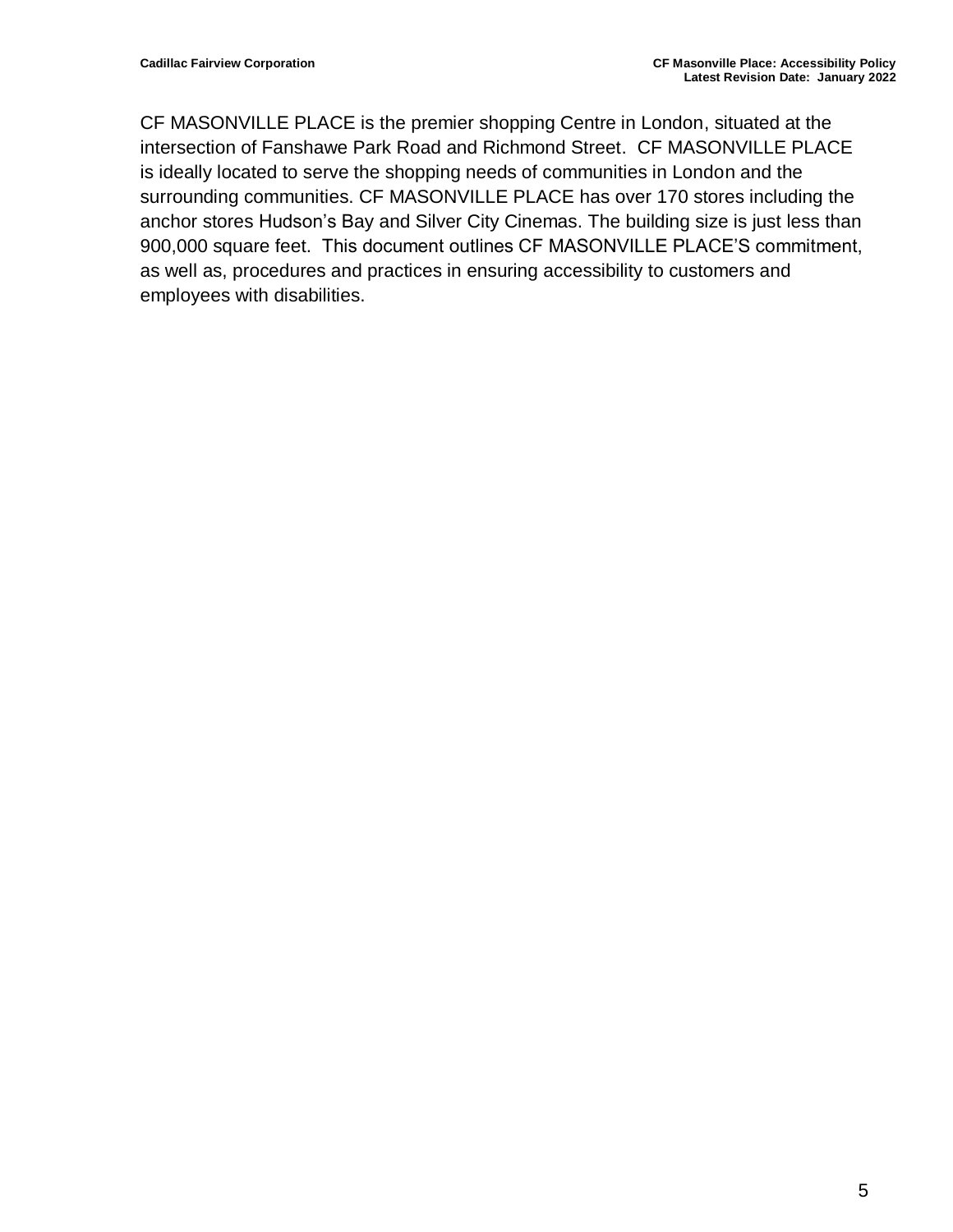CF MASONVILLE PLACE is the premier shopping Centre in London, situated at the intersection of Fanshawe Park Road and Richmond Street. CF MASONVILLE PLACE is ideally located to serve the shopping needs of communities in London and the surrounding communities. CF MASONVILLE PLACE has over 170 stores including the anchor stores Hudson's Bay and Silver City Cinemas. The building size is just less than 900,000 square feet. This document outlines CF MASONVILLE PLACE'S commitment, as well as, procedures and practices in ensuring accessibility to customers and employees with disabilities.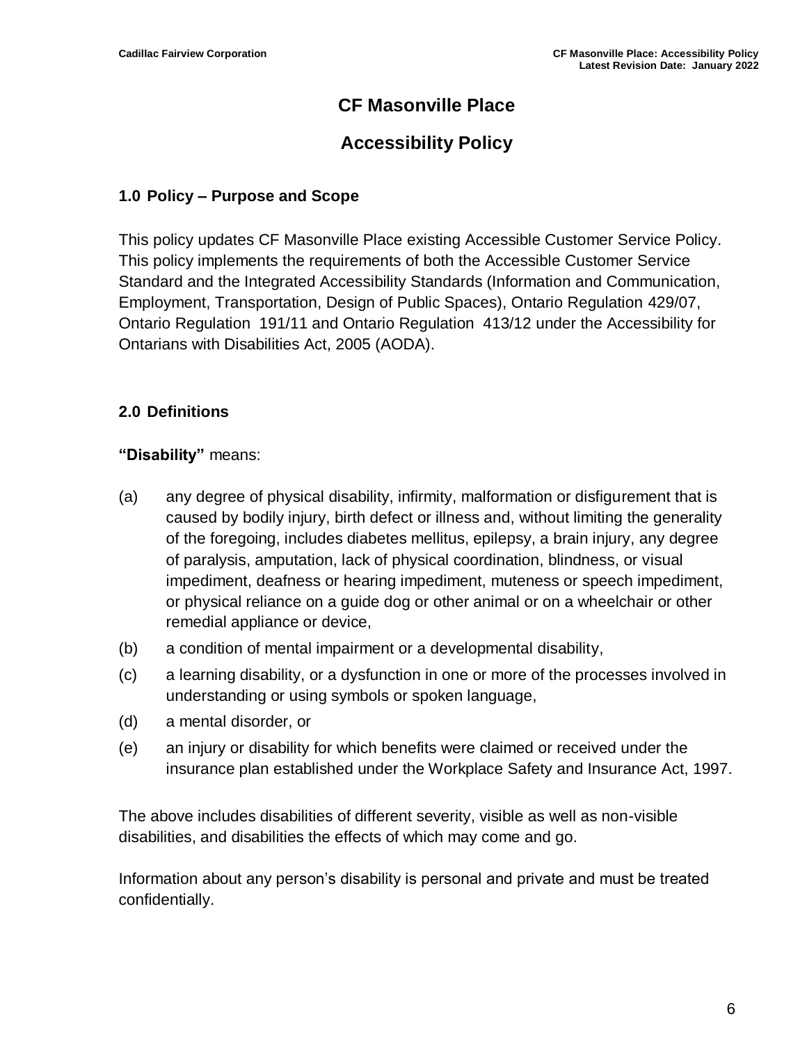# CF Masonville Place

## Accessibility Policy

### 1.0 Policy – Purpose and Scope

This policy updates CF Masonville Place existing Accessible Customer Service Policy. This policy implements the requirements of both the Accessible Customer Service Standard and the Integrated Accessibility Standards (Information and Communication, Employment, Transportation, Design of Public Spaces), Ontario Regulation 429/07, Ontario Regulation 191/11 and Ontario Regulation 413/12 under the Accessibility for Ontarians with Disabilities Act, 2005 (AODA).

### 2.0 Definitions

**"Disability"** means:

(a) any degree of physical disability, infirmity, malformation or disfigurement that is caused by bodily injury, birth defect or illness and, without limiting the generality of the foregoing, includes diabetes mellitus, epilepsy, a brain injury, any degree of paralysis, amputation, lack of physical coordination, blindness, or visual impediment, deafness or hearing impediment, muteness or speech impediment, or physical reliance on a guide dog or other animal or on a wheelchair or other remedial appliance or device,

(b) a condition of mental impairment or a developmental disability,

(c) a learning disability, or a dysfunction in one or more of the processes involved in understanding or using symbols or spoken language,

(d) a mental disorder, or

(e) an injury or disability for which benefits were claimed or received under the insurance plan established under the Workplace Safety and Insurance Act, 1997.

The above includes disabilities of different severity, visible as well as non-visible disabilities, and disabilities the effects of which may come and go.

Information about any person's disability is personal and private and must be treated confidentially.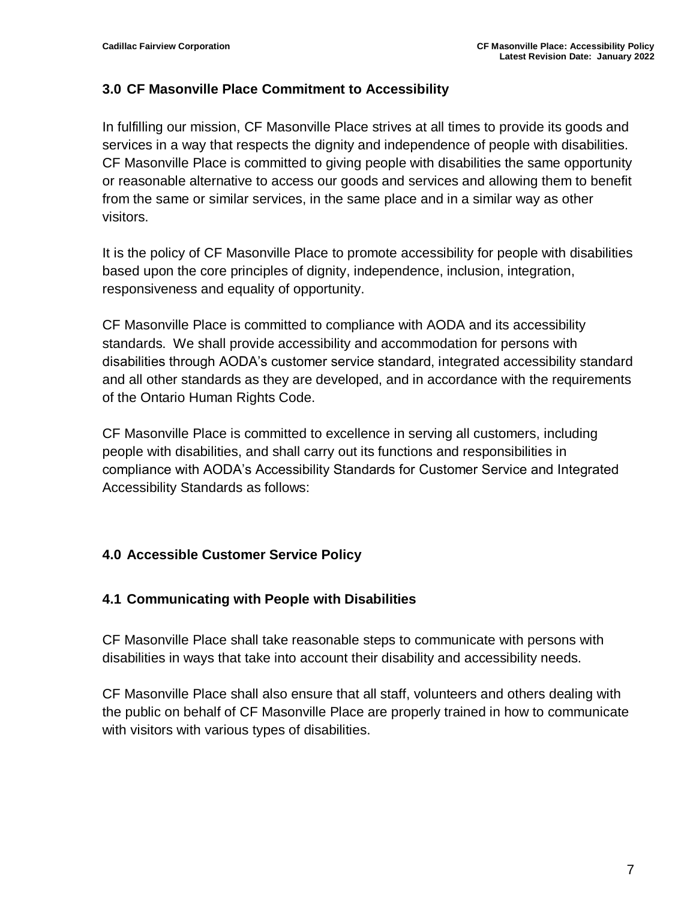## 3.0 CF Masonville Place Commitment to Accessibility

In fulfilling our mission, CF Masonville Place strives at all times to provide its goods and services in a way that respects the dignity and independence of people with disabilities. CF Masonville Place is committed to giving people with disabilities the same opportunity or reasonable alternative to access our goods and services and allowing them to benefit from the same or similar services, in the same place and in a similar way as other visitors.

It is the policy of CF Masonville Place to promote accessibility for people with disabilities based upon the core principles of dignity, independence, inclusion, integration, responsiveness and equality of opportunity.

CF Masonville Place is committed to compliance with AODA and its accessibility standards. We shall provide accessibility and accommodation for persons with disabilities through AODA's customer service standard, integrated accessibility standard and all other standards as they are developed, and in accordance with the requirements of the Ontario Human Rights Code.

CF Masonville Place is committed to excellence in serving all customers, including people with disabilities, and shall carry out its functions and responsibilities in compliance with AODA's Accessibility Standards for Customer Service and Integrated Accessibility Standards as follows:

## 4.0 Accessible Customer Service Policy

### 4.1 Communicating with People with Disabilities

CF Masonville Place shall take reasonable steps to communicate with persons with disabilities in ways that take into account their disability and accessibility needs.

CF Masonville Place shall also ensure that all staff, volunteers and others dealing with the public on behalf of CF Masonville Place are properly trained in how to communicate with visitors with various types of disabilities.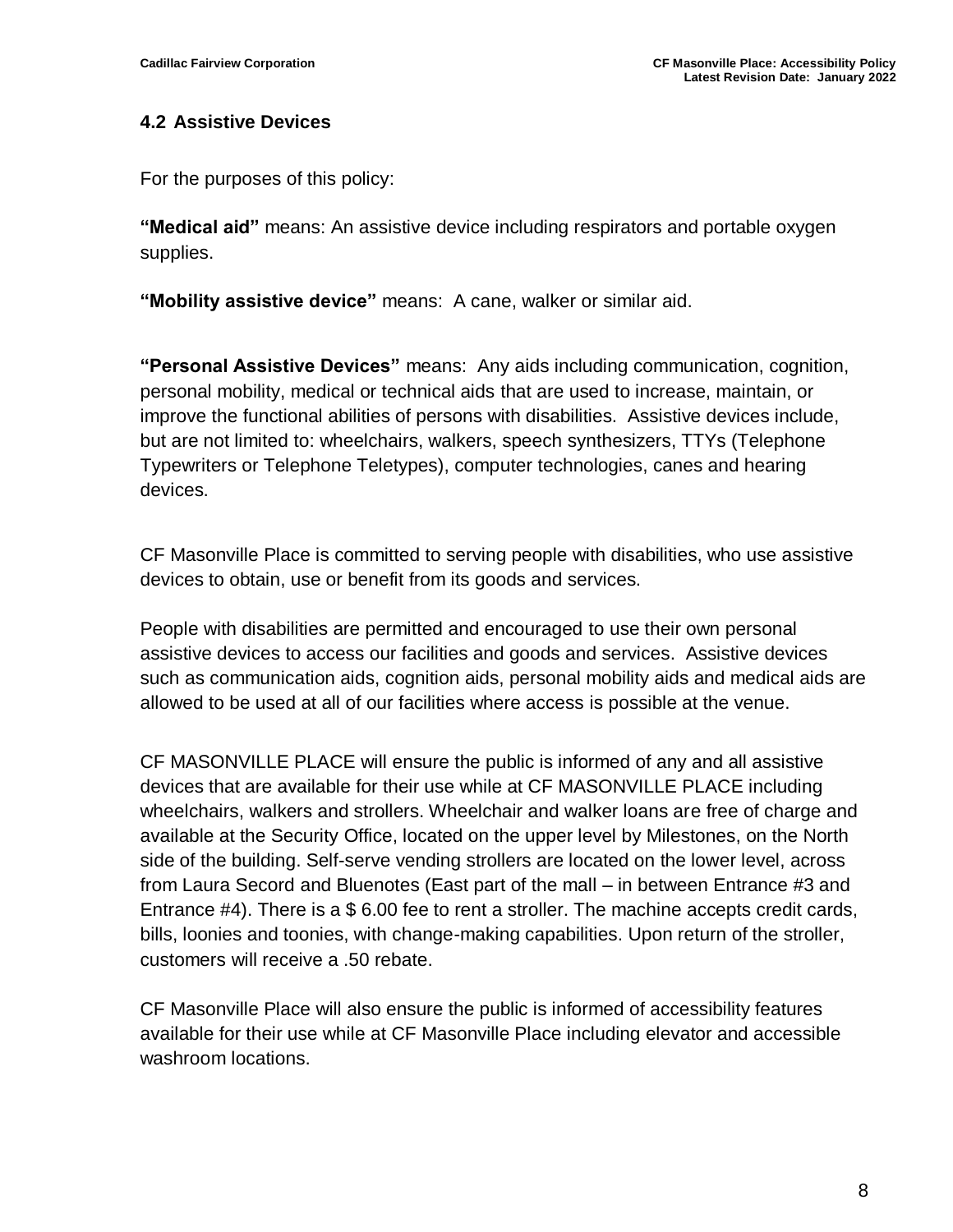## 4.2 Assistive Devices

For the purposes of this policy:

**"Medical aid"** means: An assistive device including respirators and portable oxygen supplies.

**"Mobility assistive device"** means: A cane, walker or similar aid.

**"Personal Assistive Devices"** means: Any aids including communication, cognition, personal mobility, medical or technical aids that are used to increase, maintain, or improve the functional abilities of persons with disabilities. Assistive devices include, but are not limited to: wheelchairs, walkers, speech synthesizers, TTYs (Telephone Typewriters or Telephone Teletypes), computer technologies, canes and hearing devices.

CF Masonville Place is committed to serving people with disabilities, who use assistive devices to obtain, use or benefit from its goods and services.

People with disabilities are permitted and encouraged to use their own personal assistive devices to access our facilities and goods and services. Assistive devices such as communication aids, cognition aids, personal mobility aids and medical aids are allowed to be used at all of our facilities where access is possible at the venue.

CF MASONVILLE PLACE will ensure the public is informed of any and all assistive devices that are available for their use while at CF MASONVILLE PLACE including wheelchairs, walkers and strollers. Wheelchair and walker loans are free of charge and available at the Security Office, located on the upper level by Milestones, on the North side of the building. Self-serve vending strollers are located on the lower level, across from Laura Secord and Bluenotes (East part of the mall – in between Entrance #3 and Entrance #4). There is a $ 6.00 fee to rent a stroller. The machine accepts credit cards, bills, loonies and toonies, with change-making capabilities. Upon return of the stroller, customers will receive a .50 rebate.

CF Masonville Place will also ensure the public is informed of accessibility features available for their use while at CF Masonville Place including elevator and accessible washroom locations.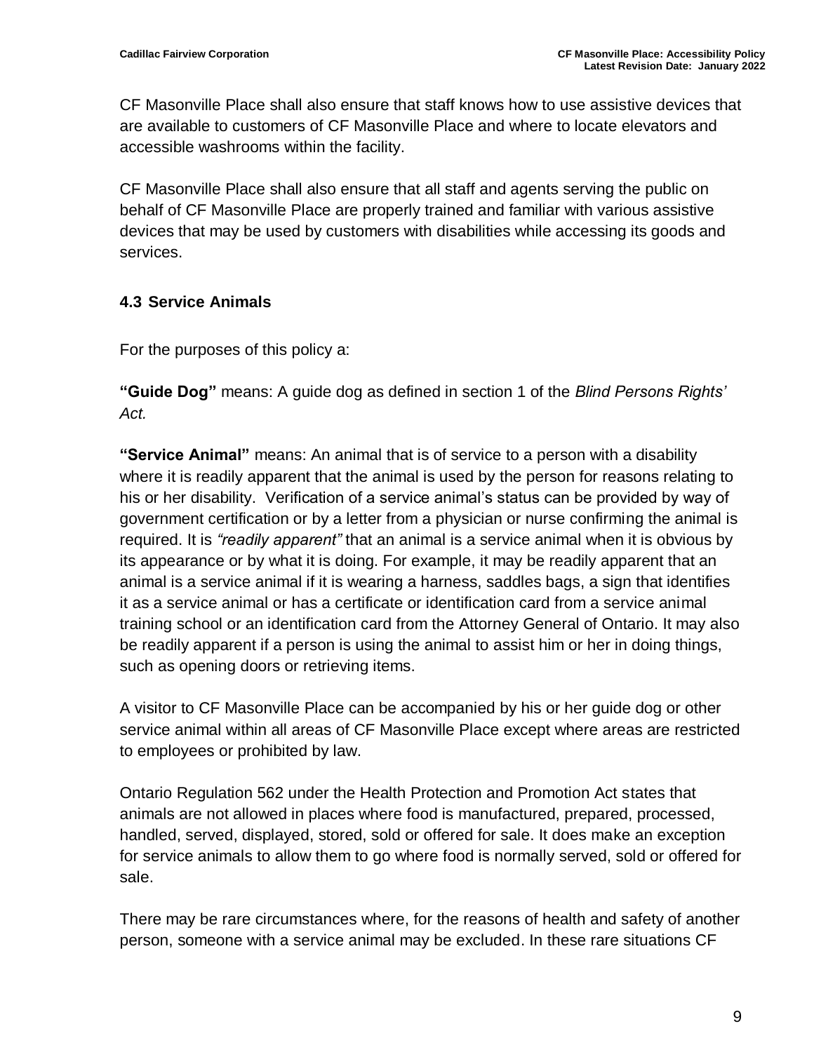CF Masonville Place shall also ensure that staff knows how to use assistive devices that are available to customers of CF Masonville Place and where to locate elevators and accessible washrooms within the facility.

CF Masonville Place shall also ensure that all staff and agents serving the public on behalf of CF Masonville Place are properly trained and familiar with various assistive devices that may be used by customers with disabilities while accessing its goods and services.

### 4.3 Service Animals

For the purposes of this policy a:

**"Guide Dog"** means: A guide dog as defined in section 1 of the *Blind Persons Rights' Act.*

**"Service Animal"** means: An animal that is of service to a person with a disability where it is readily apparent that the animal is used by the person for reasons relating to his or her disability. Verification of a service animal's status can be provided by way of government certification or by a letter from a physician or nurse confirming the animal is required. It is *"readily apparent"* that an animal is a service animal when it is obvious by its appearance or by what it is doing. For example, it may be readily apparent that an animal is a service animal if it is wearing a harness, saddles bags, a sign that identifies it as a service animal or has a certificate or identification card from a service animal training school or an identification card from the Attorney General of Ontario. It may also be readily apparent if a person is using the animal to assist him or her in doing things, such as opening doors or retrieving items.

A visitor to CF Masonville Place can be accompanied by his or her guide dog or other service animal within all areas of CF Masonville Place except where areas are restricted to employees or prohibited by law.

Ontario Regulation 562 under the Health Protection and Promotion Act states that animals are not allowed in places where food is manufactured, prepared, processed, handled, served, displayed, stored, sold or offered for sale. It does make an exception for service animals to allow them to go where food is normally served, sold or offered for sale.

There may be rare circumstances where, for the reasons of health and safety of another person, someone with a service animal may be excluded. In these rare situations CF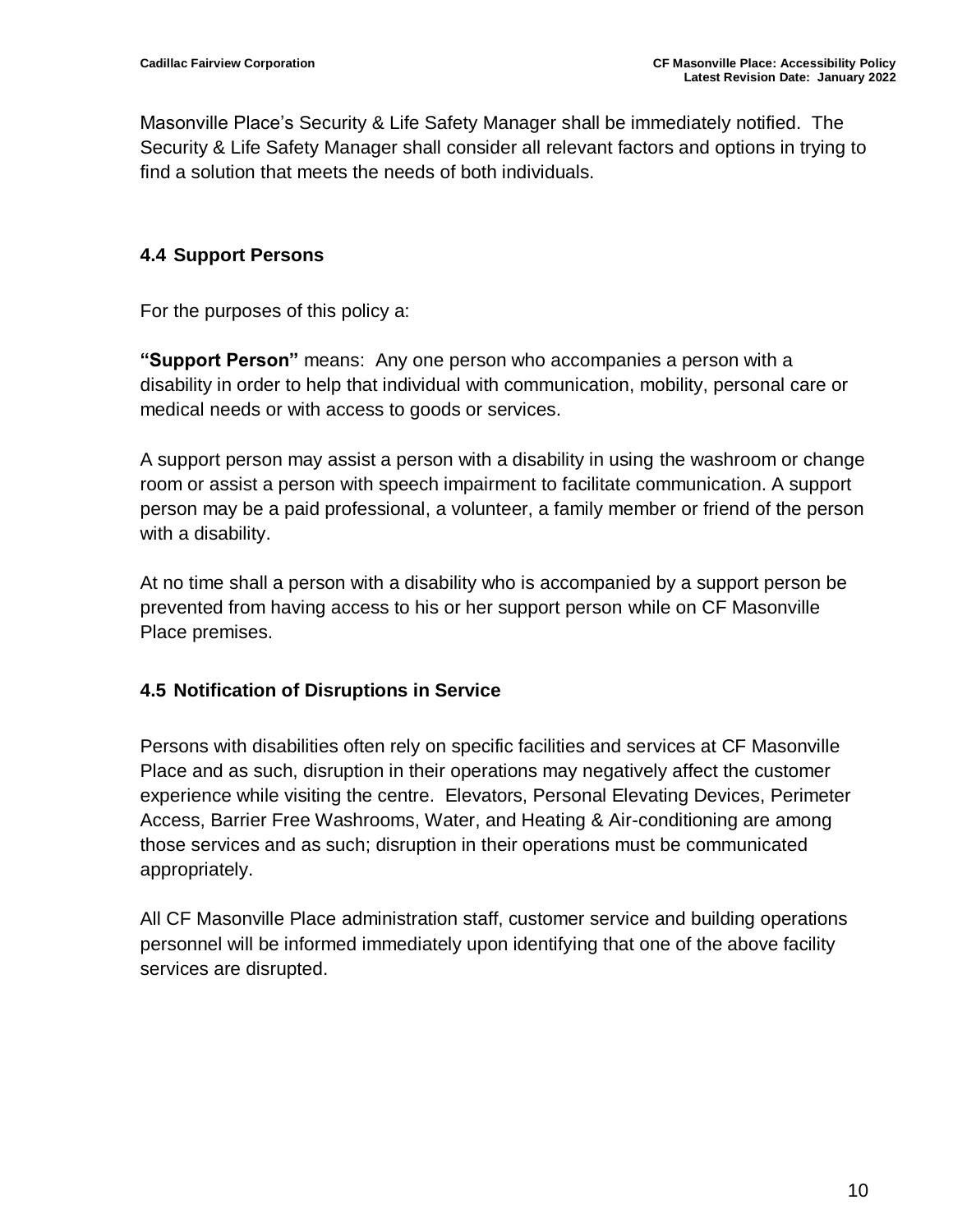Masonville Place's Security & Life Safety Manager shall be immediately notified. The Security & Life Safety Manager shall consider all relevant factors and options in trying to find a solution that meets the needs of both individuals.

### 4.4 Support Persons

For the purposes of this policy a:

**"Support Person"** means: Any one person who accompanies a person with a disability in order to help that individual with communication, mobility, personal care or medical needs or with access to goods or services.

A support person may assist a person with a disability in using the washroom or change room or assist a person with speech impairment to facilitate communication. A support person may be a paid professional, a volunteer, a family member or friend of the person with a disability.

At no time shall a person with a disability who is accompanied by a support person be prevented from having access to his or her support person while on CF Masonville Place premises.

### 4.5 Notification of Disruptions in Service

Persons with disabilities often rely on specific facilities and services at CF Masonville Place and as such, disruption in their operations may negatively affect the customer experience while visiting the centre. Elevators, Personal Elevating Devices, Perimeter Access, Barrier Free Washrooms, Water, and Heating & Air-conditioning are among those services and as such; disruption in their operations must be communicated appropriately.

All CF Masonville Place administration staff, customer service and building operations personnel will be informed immediately upon identifying that one of the above facility services are disrupted.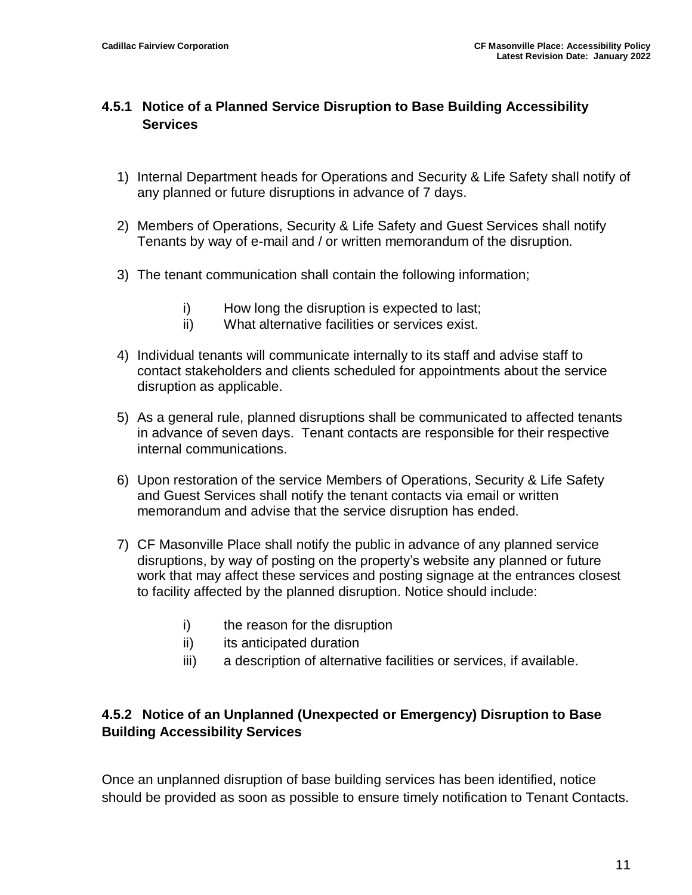### 4.5.1 Notice of a Planned Service Disruption to Base Building Accessibility Services

1) Internal Department heads for Operations and Security & Life Safety shall notify of any planned or future disruptions in advance of 7 days.

2) Members of Operations, Security & Life Safety and Guest Services shall notify Tenants by way of e-mail and / or written memorandum of the disruption.

3) The tenant communication shall contain the following information;

    i) How long the disruption is expected to last;
    ii) What alternative facilities or services exist.

4) Individual tenants will communicate internally to its staff and advise staff to contact stakeholders and clients scheduled for appointments about the service disruption as applicable.

5) As a general rule, planned disruptions shall be communicated to affected tenants in advance of seven days. Tenant contacts are responsible for their respective internal communications.

6) Upon restoration of the service Members of Operations, Security & Life Safety and Guest Services shall notify the tenant contacts via email or written memorandum and advise that the service disruption has ended.

7) CF Masonville Place shall notify the public in advance of any planned service disruptions, by way of posting on the property's website any planned or future work that may affect these services and posting signage at the entrances closest to facility affected by the planned disruption. Notice should include:

    i) the reason for the disruption
    ii) its anticipated duration
    iii) a description of alternative facilities or services, if available.

### 4.5.2 Notice of an Unplanned (Unexpected or Emergency) Disruption to Base Building Accessibility Services

Once an unplanned disruption of base building services has been identified, notice should be provided as soon as possible to ensure timely notification to Tenant Contacts.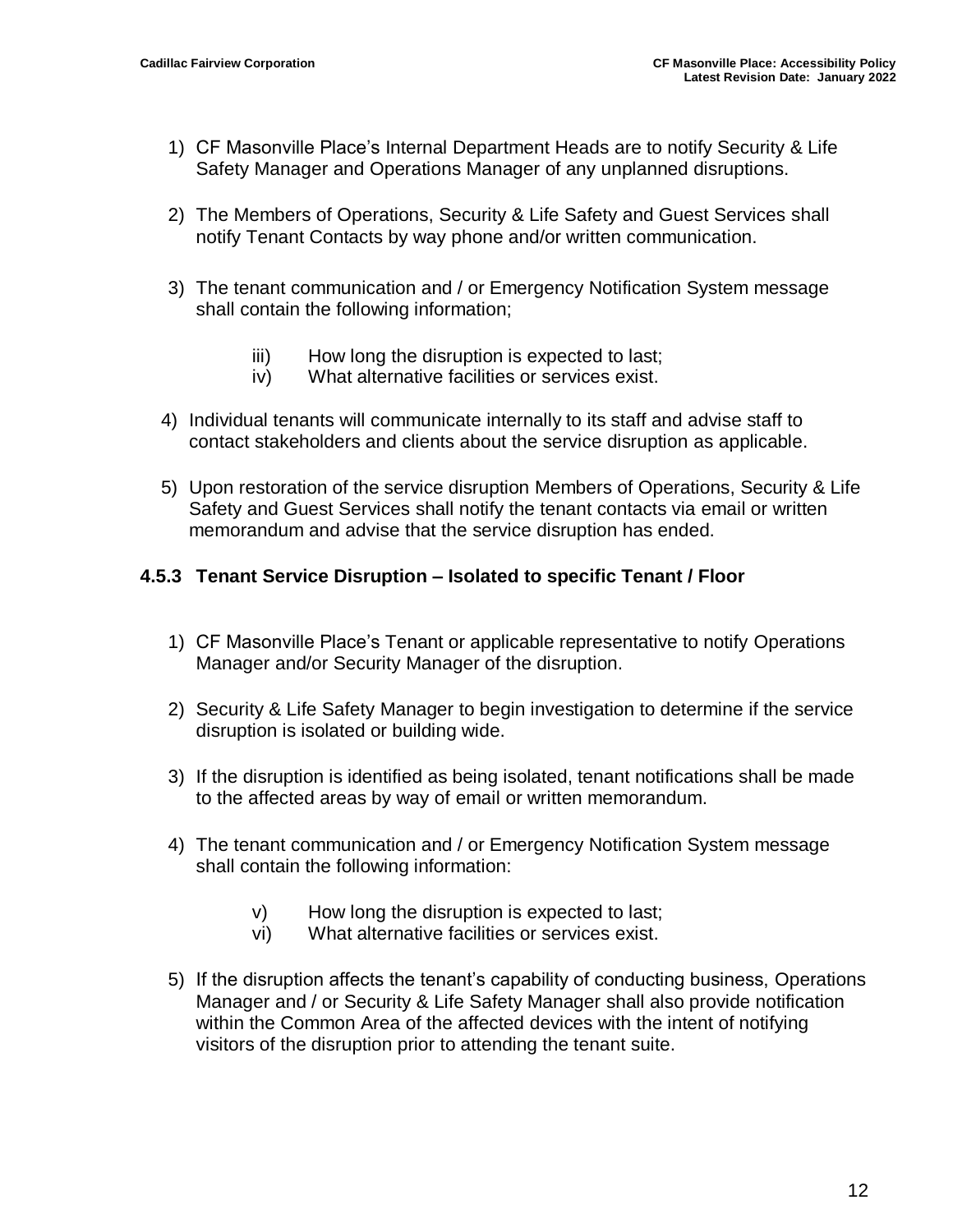1) CF Masonville Place's Internal Department Heads are to notify Security & Life Safety Manager and Operations Manager of any unplanned disruptions.

2) The Members of Operations, Security & Life Safety and Guest Services shall notify Tenant Contacts by way phone and/or written communication.

3) The tenant communication and / or Emergency Notification System message shall contain the following information;

    iii) How long the disruption is expected to last;
    iv) What alternative facilities or services exist.

4) Individual tenants will communicate internally to its staff and advise staff to contact stakeholders and clients about the service disruption as applicable.

5) Upon restoration of the service disruption Members of Operations, Security & Life Safety and Guest Services shall notify the tenant contacts via email or written memorandum and advise that the service disruption has ended.

### 4.5.3 Tenant Service Disruption – Isolated to specific Tenant / Floor

1) CF Masonville Place's Tenant or applicable representative to notify Operations Manager and/or Security Manager of the disruption.

2) Security & Life Safety Manager to begin investigation to determine if the service disruption is isolated or building wide.

3) If the disruption is identified as being isolated, tenant notifications shall be made to the affected areas by way of email or written memorandum.

4) The tenant communication and / or Emergency Notification System message shall contain the following information:

    v) How long the disruption is expected to last;
    vi) What alternative facilities or services exist.

5) If the disruption affects the tenant's capability of conducting business, Operations Manager and / or Security & Life Safety Manager shall also provide notification within the Common Area of the affected devices with the intent of notifying visitors of the disruption prior to attending the tenant suite.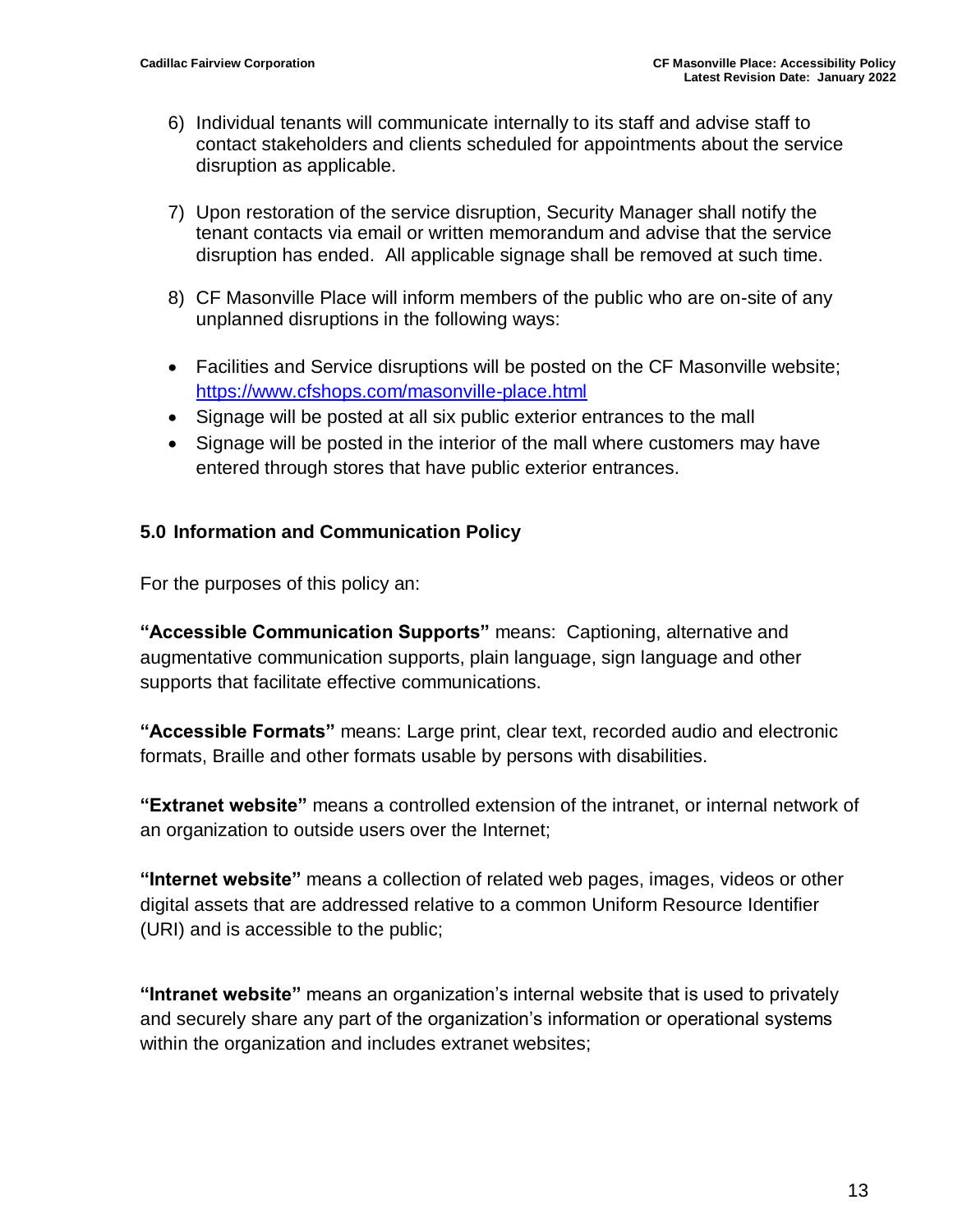6) Individual tenants will communicate internally to its staff and advise staff to contact stakeholders and clients scheduled for appointments about the service disruption as applicable.

7) Upon restoration of the service disruption, Security Manager shall notify the tenant contacts via email or written memorandum and advise that the service disruption has ended. All applicable signage shall be removed at such time.

8) CF Masonville Place will inform members of the public who are on-site of any unplanned disruptions in the following ways:

- Facilities and Service disruptions will be posted on the CF Masonville website; [https://www.cfshops.com/masonville-place.html](https://www.cfshops.com/masonville-place.html)
- Signage will be posted at all six public exterior entrances to the mall
- Signage will be posted in the interior of the mall where customers may have entered through stores that have public exterior entrances.

## 5.0 Information and Communication Policy

For the purposes of this policy an:

**"Accessible Communication Supports"** means: Captioning, alternative and augmentative communication supports, plain language, sign language and other supports that facilitate effective communications.

**"Accessible Formats"** means: Large print, clear text, recorded audio and electronic formats, Braille and other formats usable by persons with disabilities.

**"Extranet website"** means a controlled extension of the intranet, or internal network of an organization to outside users over the Internet;

**"Internet website"** means a collection of related web pages, images, videos or other digital assets that are addressed relative to a common Uniform Resource Identifier (URI) and is accessible to the public;

**"Intranet website"** means an organization's internal website that is used to privately and securely share any part of the organization's information or operational systems within the organization and includes extranet websites;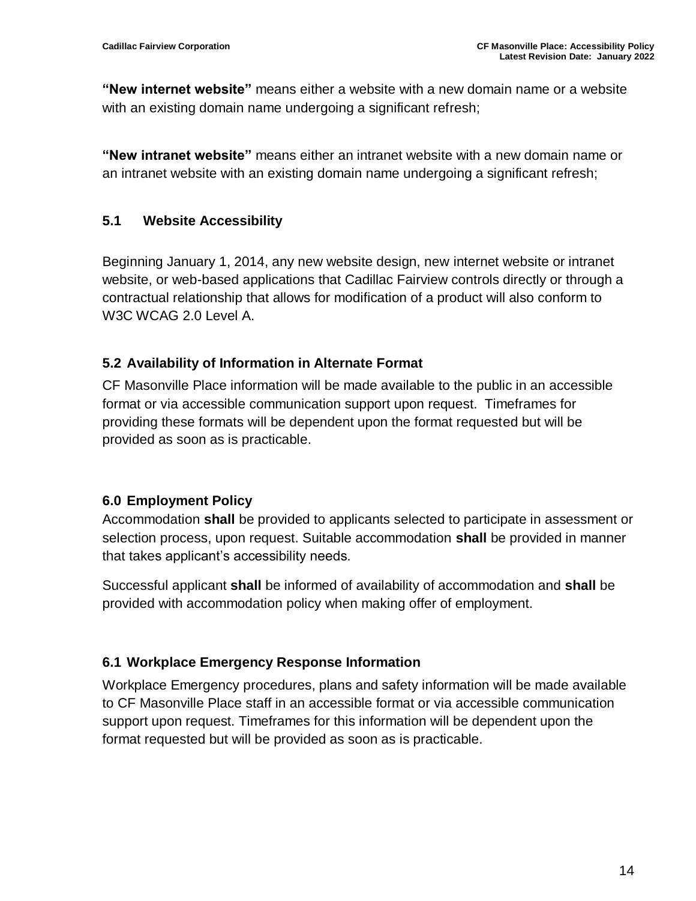**"New internet website"** means either a website with a new domain name or a website with an existing domain name undergoing a significant refresh;

**"New intranet website"** means either an intranet website with a new domain name or an intranet website with an existing domain name undergoing a significant refresh;

### 5.1 Website Accessibility

Beginning January 1, 2014, any new website design, new internet website or intranet website, or web-based applications that Cadillac Fairview controls directly or through a contractual relationship that allows for modification of a product will also conform to W3C WCAG 2.0 Level A.

### 5.2 Availability of Information in Alternate Format

CF Masonville Place information will be made available to the public in an accessible format or via accessible communication support upon request. Timeframes for providing these formats will be dependent upon the format requested but will be provided as soon as is practicable.

### 6.0 Employment Policy

Accommodation **shall** be provided to applicants selected to participate in assessment or selection process, upon request. Suitable accommodation **shall** be provided in manner that takes applicant's accessibility needs.

Successful applicant **shall** be informed of availability of accommodation and **shall** be provided with accommodation policy when making offer of employment.

### 6.1 Workplace Emergency Response Information

Workplace Emergency procedures, plans and safety information will be made available to CF Masonville Place staff in an accessible format or via accessible communication support upon request. Timeframes for this information will be dependent upon the format requested but will be provided as soon as is practicable.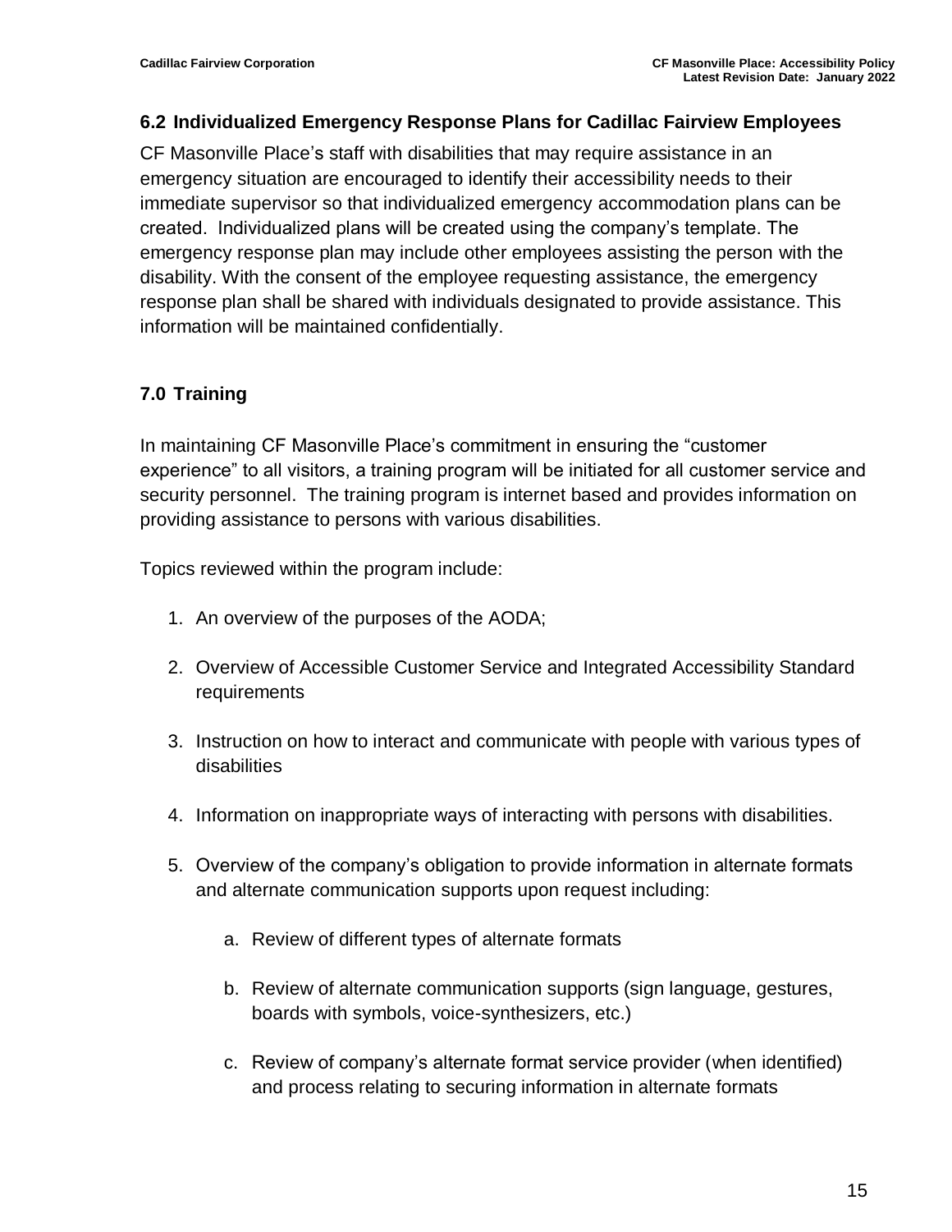### 6.2 Individualized Emergency Response Plans for Cadillac Fairview Employees

CF Masonville Place's staff with disabilities that may require assistance in an emergency situation are encouraged to identify their accessibility needs to their immediate supervisor so that individualized emergency accommodation plans can be created. Individualized plans will be created using the company's template. The emergency response plan may include other employees assisting the person with the disability. With the consent of the employee requesting assistance, the emergency response plan shall be shared with individuals designated to provide assistance. This information will be maintained confidentially.

## 7.0 Training

In maintaining CF Masonville Place's commitment in ensuring the "customer experience" to all visitors, a training program will be initiated for all customer service and security personnel. The training program is internet based and provides information on providing assistance to persons with various disabilities.

Topics reviewed within the program include:

1. An overview of the purposes of the AODA;
2. Overview of Accessible Customer Service and Integrated Accessibility Standard requirements
3. Instruction on how to interact and communicate with people with various types of disabilities
4. Information on inappropriate ways of interacting with persons with disabilities.
5. Overview of the company's obligation to provide information in alternate formats and alternate communication supports upon request including:
   a. Review of different types of alternate formats
   b. Review of alternate communication supports (sign language, gestures, boards with symbols, voice-synthesizers, etc.)
   c. Review of company's alternate format service provider (when identified) and process relating to securing information in alternate formats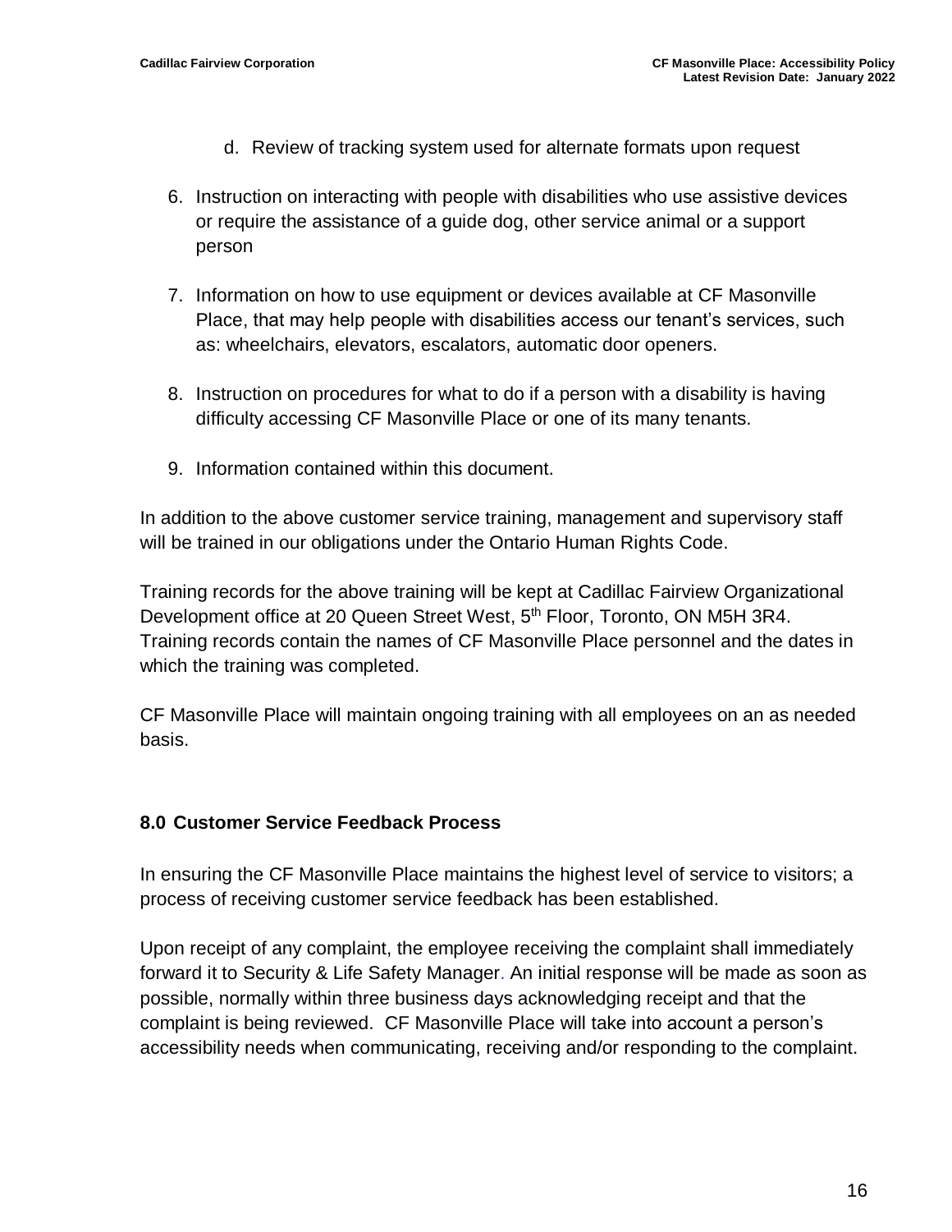d. Review of tracking system used for alternate formats upon request

6. Instruction on interacting with people with disabilities who use assistive devices or require the assistance of a guide dog, other service animal or a support person

7. Information on how to use equipment or devices available at CF Masonville Place, that may help people with disabilities access our tenant's services, such as: wheelchairs, elevators, escalators, automatic door openers.

8. Instruction on procedures for what to do if a person with a disability is having difficulty accessing CF Masonville Place or one of its many tenants.

9. Information contained within this document.

In addition to the above customer service training, management and supervisory staff will be trained in our obligations under the Ontario Human Rights Code.

Training records for the above training will be kept at Cadillac Fairview Organizational Development office at 20 Queen Street West, 5th Floor, Toronto, ON M5H 3R4. Training records contain the names of CF Masonville Place personnel and the dates in which the training was completed.

CF Masonville Place will maintain ongoing training with all employees on an as needed basis.

## 8.0 Customer Service Feedback Process

In ensuring the CF Masonville Place maintains the highest level of service to visitors; a process of receiving customer service feedback has been established.

Upon receipt of any complaint, the employee receiving the complaint shall immediately forward it to Security & Life Safety Manager. An initial response will be made as soon as possible, normally within three business days acknowledging receipt and that the complaint is being reviewed. CF Masonville Place will take into account a person's accessibility needs when communicating, receiving and/or responding to the complaint.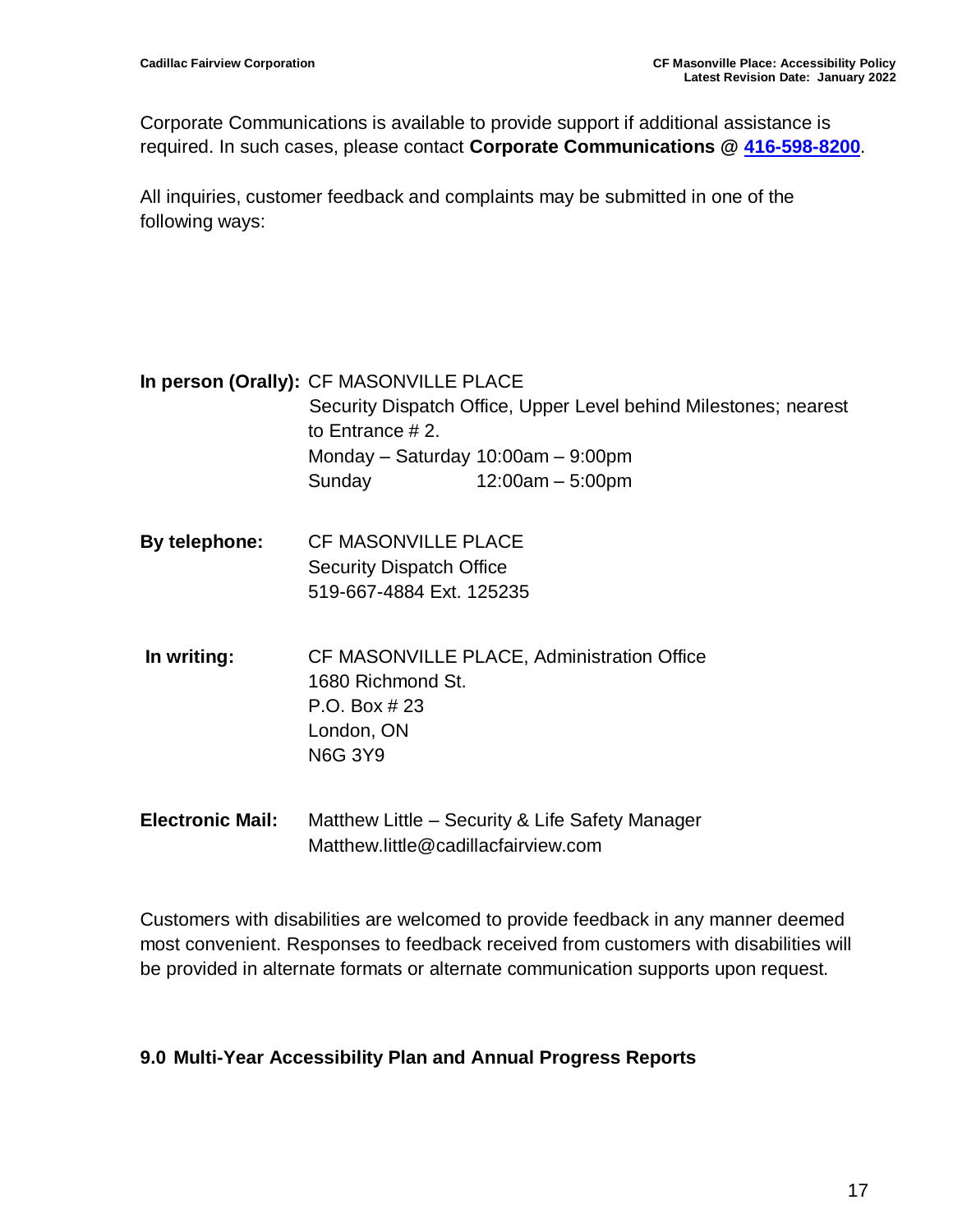Corporate Communications is available to provide support if additional assistance is required. In such cases, please contact **Corporate Communications @ [416-598-8200](tel:416-598-8200)**.

All inquiries, customer feedback and complaints may be submitted in one of the following ways:

**In person (Orally):** CF MASONVILLE PLACE
Security Dispatch Office, Upper Level behind Milestones; nearest to Entrance # 2.
Monday – Saturday 10:00am – 9:00pm
Sunday 12:00am – 5:00pm

**By telephone:** CF MASONVILLE PLACE
Security Dispatch Office
519-667-4884 Ext. 125235

**In writing:** CF MASONVILLE PLACE, Administration Office
1680 Richmond St.
P.O. Box # 23
London, ON
N6G 3Y9

**Electronic Mail:** Matthew Little – Security & Life Safety Manager
Matthew.little@cadillacfairview.com

Customers with disabilities are welcomed to provide feedback in any manner deemed most convenient. Responses to feedback received from customers with disabilities will be provided in alternate formats or alternate communication supports upon request.

## 9.0 Multi-Year Accessibility Plan and Annual Progress Reports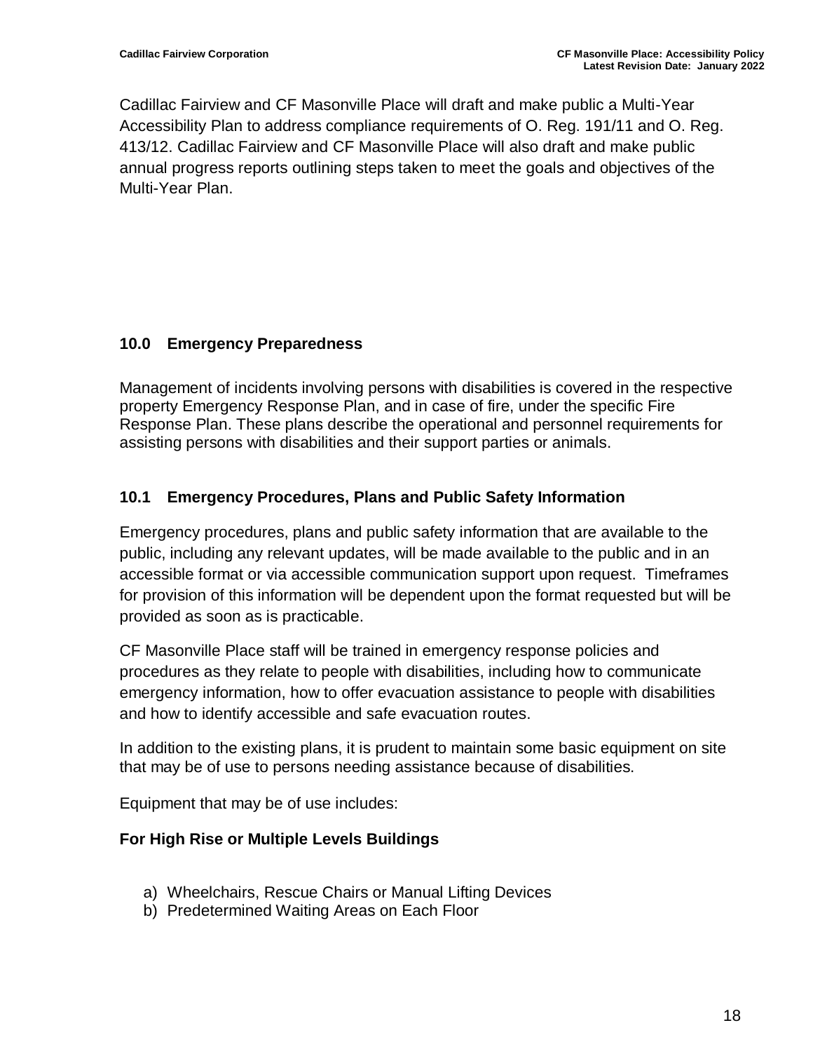Cadillac Fairview and CF Masonville Place will draft and make public a Multi-Year Accessibility Plan to address compliance requirements of O. Reg. 191/11 and O. Reg. 413/12. Cadillac Fairview and CF Masonville Place will also draft and make public annual progress reports outlining steps taken to meet the goals and objectives of the Multi-Year Plan.

## 10.0 Emergency Preparedness

Management of incidents involving persons with disabilities is covered in the respective property Emergency Response Plan, and in case of fire, under the specific Fire Response Plan. These plans describe the operational and personnel requirements for assisting persons with disabilities and their support parties or animals.

### 10.1 Emergency Procedures, Plans and Public Safety Information

Emergency procedures, plans and public safety information that are available to the public, including any relevant updates, will be made available to the public and in an accessible format or via accessible communication support upon request. Timeframes for provision of this information will be dependent upon the format requested but will be provided as soon as is practicable.

CF Masonville Place staff will be trained in emergency response policies and procedures as they relate to people with disabilities, including how to communicate emergency information, how to offer evacuation assistance to people with disabilities and how to identify accessible and safe evacuation routes.

In addition to the existing plans, it is prudent to maintain some basic equipment on site that may be of use to persons needing assistance because of disabilities.

Equipment that may be of use includes:

**For High Rise or Multiple Levels Buildings**

a) Wheelchairs, Rescue Chairs or Manual Lifting Devices
b) Predetermined Waiting Areas on Each Floor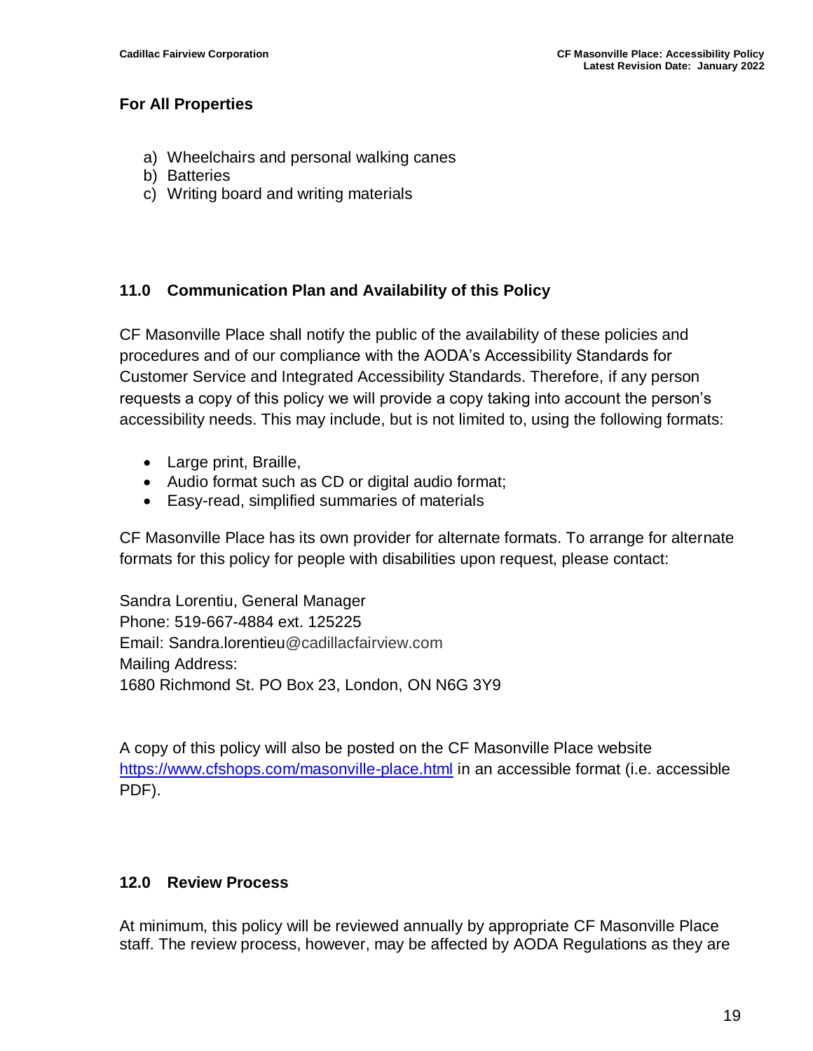**For All Properties**

a) Wheelchairs and personal walking canes
b) Batteries
c) Writing board and writing materials

## 11.0 Communication Plan and Availability of this Policy

CF Masonville Place shall notify the public of the availability of these policies and procedures and of our compliance with the AODA's Accessibility Standards for Customer Service and Integrated Accessibility Standards. Therefore, if any person requests a copy of this policy we will provide a copy taking into account the person's accessibility needs. This may include, but is not limited to, using the following formats:

- Large print, Braille,
- Audio format such as CD or digital audio format;
- Easy-read, simplified summaries of materials

CF Masonville Place has its own provider for alternate formats. To arrange for alternate formats for this policy for people with disabilities upon request, please contact:

Sandra Lorentiu, General Manager
Phone: 519-667-4884 ext. 125225
Email: Sandra.lorentieu@cadillacfairview.com
Mailing Address:
1680 Richmond St. PO Box 23, London, ON N6G 3Y9

A copy of this policy will also be posted on the CF Masonville Place website https://www.cfshops.com/masonville-place.html in an accessible format (i.e. accessible PDF).

## 12.0 Review Process

At minimum, this policy will be reviewed annually by appropriate CF Masonville Place staff. The review process, however, may be affected by AODA Regulations as they are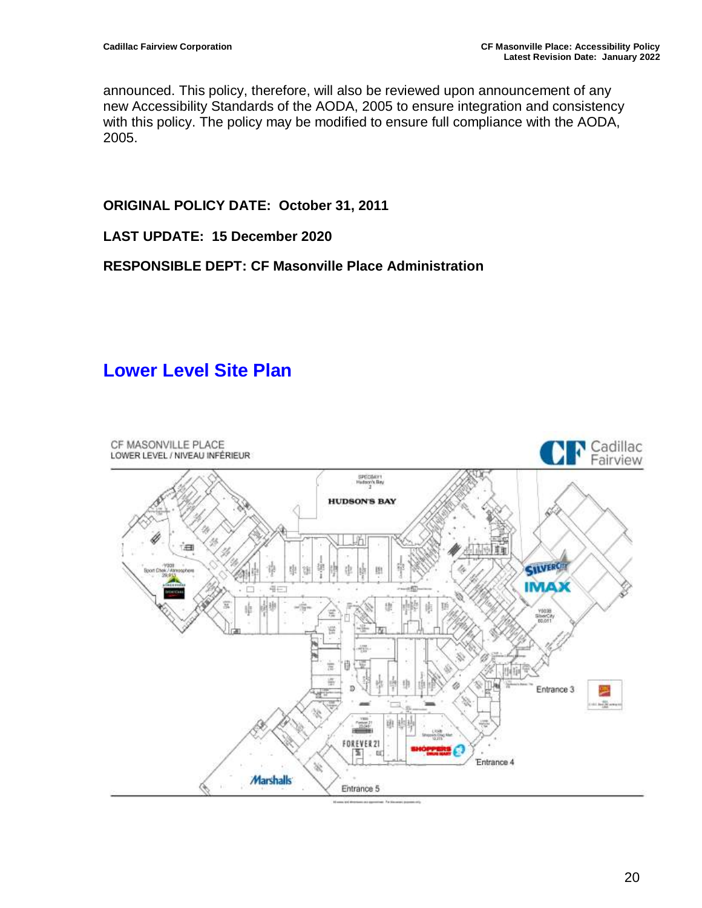announced. This policy, therefore, will also be reviewed upon announcement of any new Accessibility Standards of the AODA, 2005 to ensure integration and consistency with this policy. The policy may be modified to ensure full compliance with the AODA, 2005.

**ORIGINAL POLICY DATE: October 31, 2011**

**LAST UPDATE: 15 December 2020**

**RESPONSIBLE DEPT: CF Masonville Place Administration**

## Lower Level Site Plan

CF MASONVILLE PLACE
LOWER LEVEL / NIVEAU INFÉRIEUR

Cadillac Fairview

HUDSON'S BAY

SILVERCITY IMAX

FOREVER 21

SHOPPERS DRUG MART

Marshalls

Entrance 3

Entrance 4

Entrance 5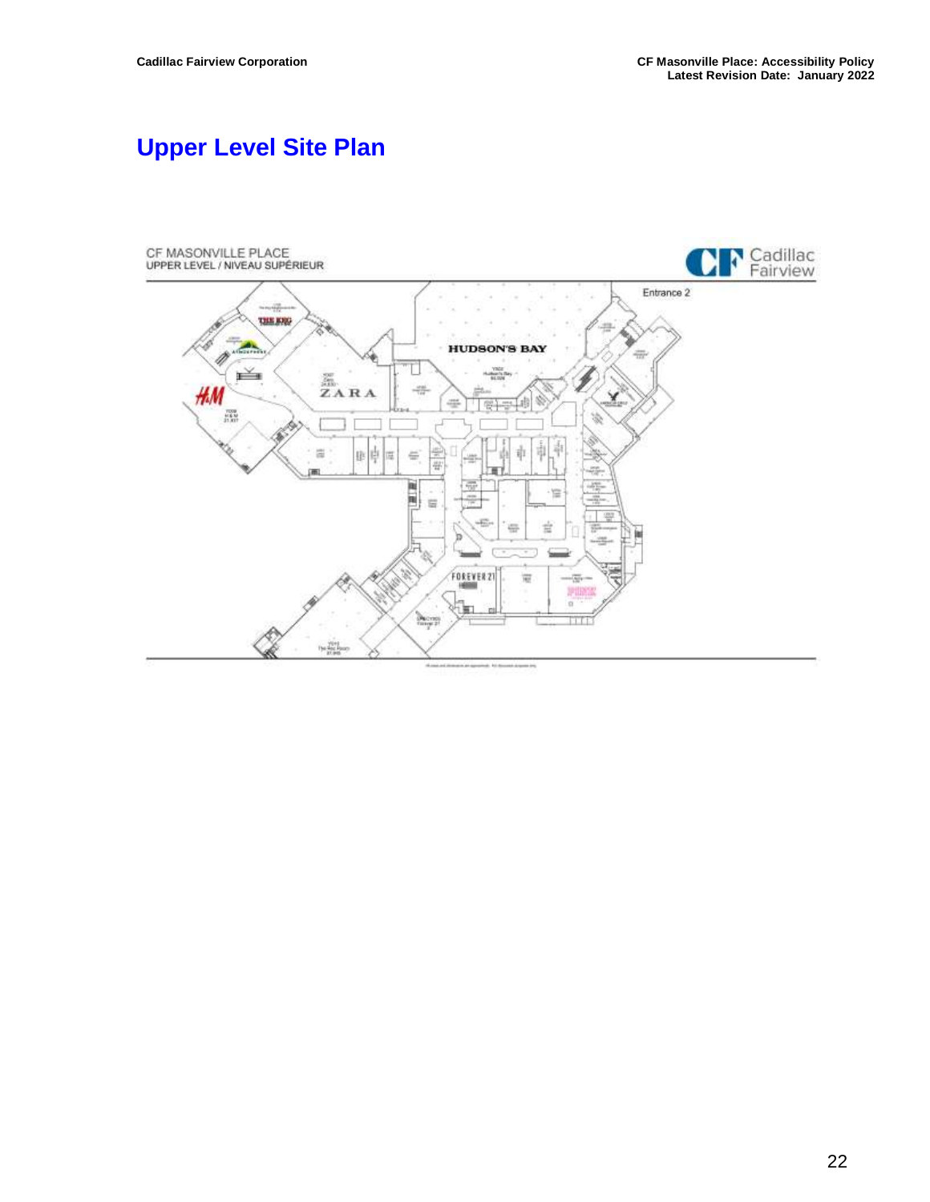# Upper Level Site Plan

CF MASONVILLE PLACE
UPPER LEVEL / NIVEAU SUPÉRIEUR

Cadillac Fairview

Entrance 2

HUDSON'S BAY

ZARA

H&M

THE KEG

ATMOSPHERE

FOREVER 21